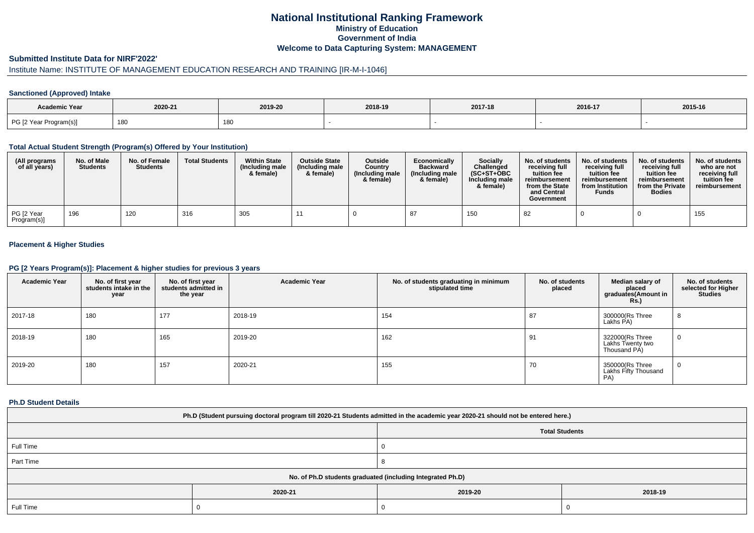# National Institutional Ranking Framework

## Ministry of Education

## Government of India

## Welcome to Data Capturing System: MANAGEMENT

### Submitted Institute Data for NIRF'2022'

Institute Name: INSTITUTE OF MANAGEMENT EDUCATION RESEARCH AND TRAINING [IR-M-I-1046]

#### Sanctioned (Approved) Intake

| Academic Year | 2020-21 | 2019-20 | 2018-19 | 2017-18 | 2016-17 | 2015-16 |
|---|---|---|---|---|---|---|
| PG [2 Year Program(s)] | 180 | 180 | - | - | - | - |

#### Total Actual Student Strength (Program(s) Offered by Your Institution)

| (All programs of all years) | No. of Male Students | No. of Female Students | Total Students | Within State (Including male & female) | Outside State (Including male & female) | Outside Country (Including male & female) | Economically Backward (Including male & female) | Socially Challenged (SC+ST+OBC Including male & female) | No. of students receiving full tuition fee reimbursement from the State and Central Government | No. of students receiving full tuition fee reimbursement from Institution Funds | No. of students receiving full tuition fee reimbursement from the Private Bodies | No. of students who are not receiving full tuition fee reimbursement |
|---|---|---|---|---|---|---|---|---|---|---|---|---|
| PG [2 Year Program(s)] | 196 | 120 | 316 | 305 | 11 | 0 | 87 | 150 | 82 | 0 | 0 | 155 |

#### Placement & Higher Studies

#### PG [2 Years Program(s)]: Placement & higher studies for previous 3 years

| Academic Year | No. of first year students intake in the year | No. of first year students admitted in the year | Academic Year | No. of students graduating in minimum stipulated time | No. of students placed | Median salary of placed graduates(Amount in Rs.) | No. of students selected for Higher Studies |
|---|---|---|---|---|---|---|---|
| 2017-18 | 180 | 177 | 2018-19 | 154 | 87 | 300000(Rs Three Lakhs PA) | 8 |
| 2018-19 | 180 | 165 | 2019-20 | 162 | 91 | 322000(Rs Three Lakhs Twenty two Thousand PA) | 0 |
| 2019-20 | 180 | 157 | 2020-21 | 155 | 70 | 350000(Rs Three Lakhs Fifty Thousand PA) | 0 |

#### Ph.D Student Details

| Ph.D (Student pursuing doctoral program till 2020-21 Students admitted in the academic year 2020-21 should not be entered here.) | | |
|---|---|---|
| | Total Students | |
| Full Time | 0 | |
| Part Time | 8 | |
| No. of Ph.D students graduated (including Integrated Ph.D) | | |
| | 2020-21 | 2019-20 | 2018-19 |
| Full Time | 0 | 0 | 0 |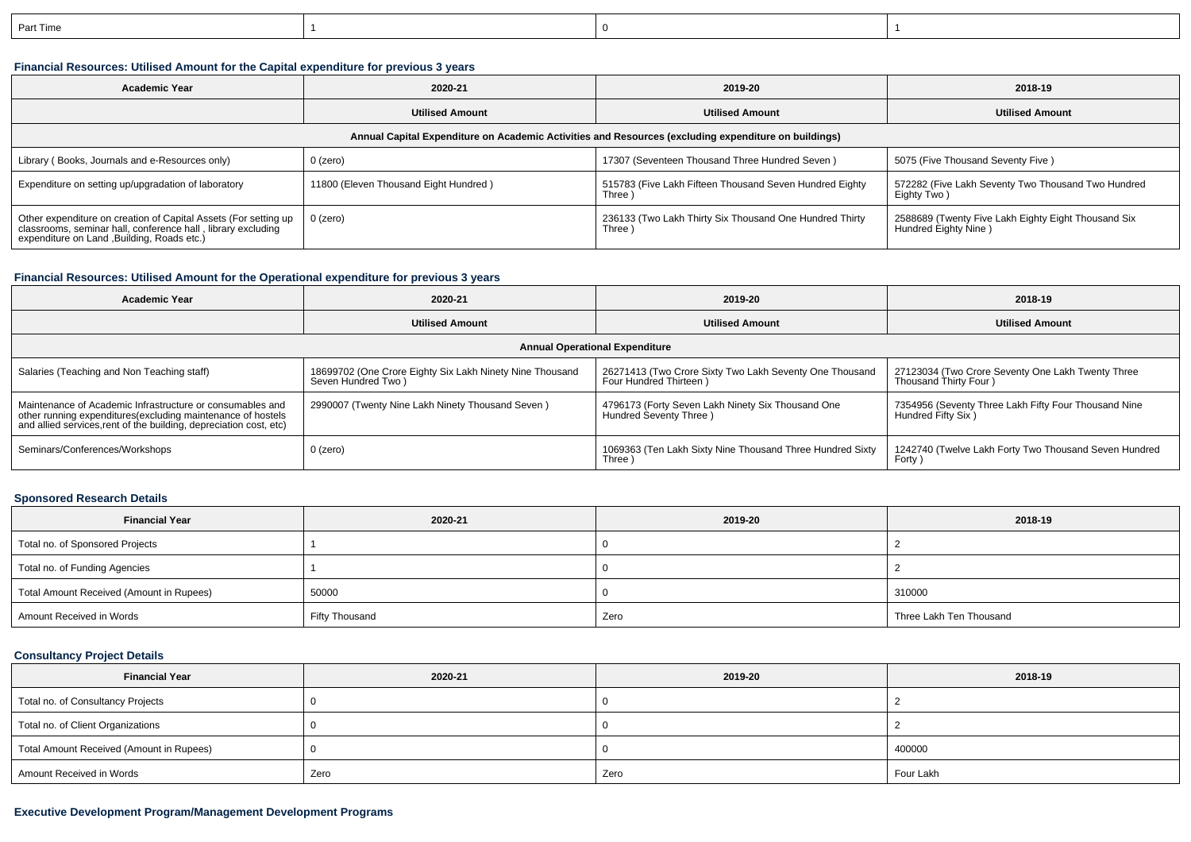| Part Time | 1 | 0 | 1 |
|---|---|---|---|

### Financial Resources: Utilised Amount for the Capital expenditure for previous 3 years

| Academic Year | 2020-21 | 2019-20 | 2018-19 |
|---|---|---|---|
| | Utilised Amount | Utilised Amount | Utilised Amount |
| Annual Capital Expenditure on Academic Activities and Resources (excluding expenditure on buildings) | | | |
| Library ( Books, Journals and e-Resources only) | 0 (zero) | 17307 (Seventeen Thousand Three Hundred Seven ) | 5075 (Five Thousand Seventy Five ) |
| Expenditure on setting up/upgradation of laboratory | 11800 (Eleven Thousand Eight Hundred ) | 515783 (Five Lakh Fifteen Thousand Seven Hundred Eighty Three ) | 572282 (Five Lakh Seventy Two Thousand Two Hundred Eighty Two ) |
| Other expenditure on creation of Capital Assets (For setting up classrooms, seminar hall, conference hall , library excluding expenditure on Land ,Building, Roads etc.) | 0 (zero) | 236133 (Two Lakh Thirty Six Thousand One Hundred Thirty Three ) | 2588689 (Twenty Five Lakh Eighty Eight Thousand Six Hundred Eighty Nine ) |

### Financial Resources: Utilised Amount for the Operational expenditure for previous 3 years

| Academic Year | 2020-21 | 2019-20 | 2018-19 |
|---|---|---|---|
| | Utilised Amount | Utilised Amount | Utilised Amount |
| Annual Operational Expenditure | | | |
| Salaries (Teaching and Non Teaching staff) | 18699702 (One Crore Eighty Six Lakh Ninety Nine Thousand Seven Hundred Two ) | 26271413 (Two Crore Sixty Two Lakh Seventy One Thousand Four Hundred Thirteen ) | 27123034 (Two Crore Seventy One Lakh Twenty Three Thousand Thirty Four ) |
| Maintenance of Academic Infrastructure or consumables and other running expenditures(excluding maintenance of hostels and allied services,rent of the building, depreciation cost, etc) | 2990007 (Twenty Nine Lakh Ninety Thousand Seven ) | 4796173 (Forty Seven Lakh Ninety Six Thousand One Hundred Seventy Three ) | 7354956 (Seventy Three Lakh Fifty Four Thousand Nine Hundred Fifty Six ) |
| Seminars/Conferences/Workshops | 0 (zero) | 1069363 (Ten Lakh Sixty Nine Thousand Three Hundred Sixty Three ) | 1242740 (Twelve Lakh Forty Two Thousand Seven Hundred Forty ) |

### Sponsored Research Details

| Financial Year | 2020-21 | 2019-20 | 2018-19 |
|---|---|---|---|
| Total no. of Sponsored Projects | 1 | 0 | 2 |
| Total no. of Funding Agencies | 1 | 0 | 2 |
| Total Amount Received (Amount in Rupees) | 50000 | 0 | 310000 |
| Amount Received in Words | Fifty Thousand | Zero | Three Lakh Ten Thousand |

### Consultancy Project Details

| Financial Year | 2020-21 | 2019-20 | 2018-19 |
|---|---|---|---|
| Total no. of Consultancy Projects | 0 | 0 | 2 |
| Total no. of Client Organizations | 0 | 0 | 2 |
| Total Amount Received (Amount in Rupees) | 0 | 0 | 400000 |
| Amount Received in Words | Zero | Zero | Four Lakh |

### Executive Development Program/Management Development Programs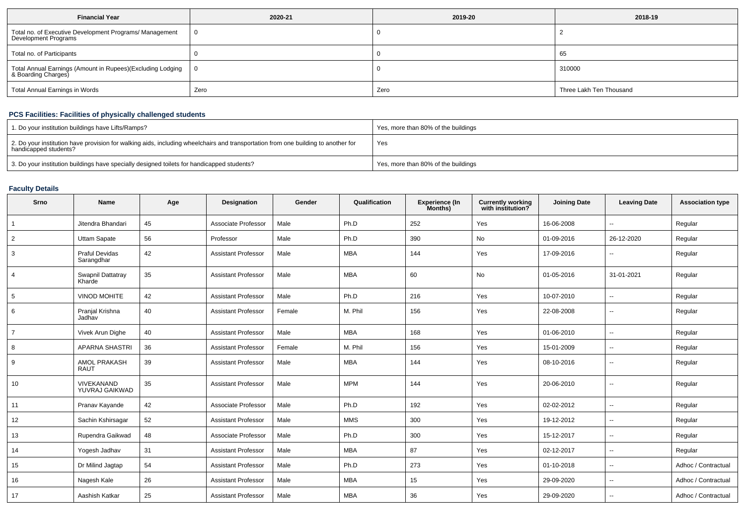| Financial Year | 2020-21 | 2019-20 | 2018-19 |
|---|---|---|---|
| Total no. of Executive Development Programs/ Management Development Programs | 0 | 0 | 2 |
| Total no. of Participants | 0 | 0 | 65 |
| Total Annual Earnings (Amount in Rupees)(Excluding Lodging & Boarding Charges) | 0 | 0 | 310000 |
| Total Annual Earnings in Words | Zero | Zero | Three Lakh Ten Thousand |

### PCS Facilities: Facilities of physically challenged students

| | |
|---|---|
| 1. Do your institution buildings have Lifts/Ramps? | Yes, more than 80% of the buildings |
| 2. Do your institution have provision for walking aids, including wheelchairs and transportation from one building to another for handicapped students? | Yes |
| 3. Do your institution buildings have specially designed toilets for handicapped students? | Yes, more than 80% of the buildings |

### Faculty Details

| Srno | Name | Age | Designation | Gender | Qualification | Experience (In Months) | Currently working with institution? | Joining Date | Leaving Date | Association type |
|---|---|---|---|---|---|---|---|---|---|---|
| 1 | Jitendra Bhandari | 45 | Associate Professor | Male | Ph.D | 252 | Yes | 16-06-2008 | -- | Regular |
| 2 | Uttam Sapate | 56 | Professor | Male | Ph.D | 390 | No | 01-09-2016 | 26-12-2020 | Regular |
| 3 | Praful Devidas Sarangdhar | 42 | Assistant Professor | Male | MBA | 144 | Yes | 17-09-2016 | -- | Regular |
| 4 | Swapnil Dattatray Kharde | 35 | Assistant Professor | Male | MBA | 60 | No | 01-05-2016 | 31-01-2021 | Regular |
| 5 | VINOD MOHITE | 42 | Assistant Professor | Male | Ph.D | 216 | Yes | 10-07-2010 | -- | Regular |
| 6 | Pranjal Krishna Jadhav | 40 | Assistant Professor | Female | M. Phil | 156 | Yes | 22-08-2008 | -- | Regular |
| 7 | Vivek Arun Dighe | 40 | Assistant Professor | Male | MBA | 168 | Yes | 01-06-2010 | -- | Regular |
| 8 | APARNA SHASTRI | 36 | Assistant Professor | Female | M. Phil | 156 | Yes | 15-01-2009 | -- | Regular |
| 9 | AMOL PRAKASH RAUT | 39 | Assistant Professor | Male | MBA | 144 | Yes | 08-10-2016 | -- | Regular |
| 10 | VIVEKANAND YUVRAJ GAIKWAD | 35 | Assistant Professor | Male | MPM | 144 | Yes | 20-06-2010 | -- | Regular |
| 11 | Pranav Kayande | 42 | Associate Professor | Male | Ph.D | 192 | Yes | 02-02-2012 | -- | Regular |
| 12 | Sachin Kshirsagar | 52 | Assistant Professor | Male | MMS | 300 | Yes | 19-12-2012 | -- | Regular |
| 13 | Rupendra Gaikwad | 48 | Associate Professor | Male | Ph.D | 300 | Yes | 15-12-2017 | -- | Regular |
| 14 | Yogesh Jadhav | 31 | Assistant Professor | Male | MBA | 87 | Yes | 02-12-2017 | -- | Regular |
| 15 | Dr Milind Jagtap | 54 | Assistant Professor | Male | Ph.D | 273 | Yes | 01-10-2018 | -- | Adhoc / Contractual |
| 16 | Nagesh Kale | 26 | Assistant Professor | Male | MBA | 15 | Yes | 29-09-2020 | -- | Adhoc / Contractual |
| 17 | Aashish Katkar | 25 | Assistant Professor | Male | MBA | 36 | Yes | 29-09-2020 | -- | Adhoc / Contractual |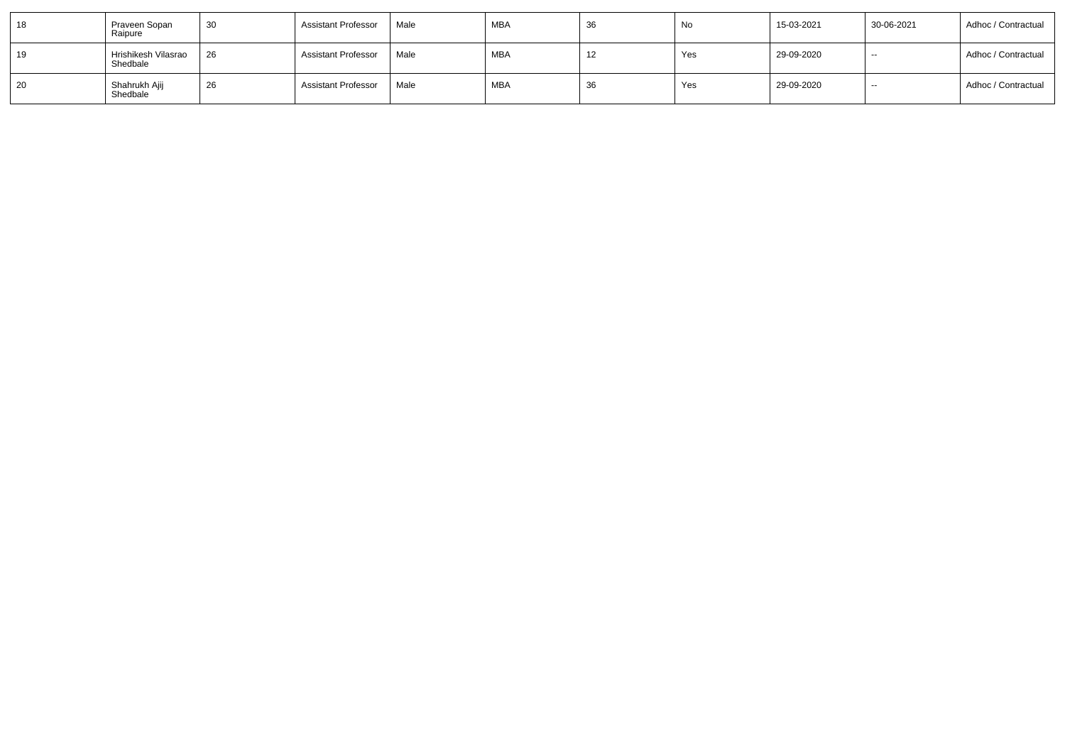| | | | | | | | | | | |
|---|---|---|---|---|---|---|---|---|---|---|
| 18 | Praveen Sopan Raipure | 30 | Assistant Professor | Male | MBA | 36 | No | 15-03-2021 | 30-06-2021 | Adhoc / Contractual |
| 19 | Hrishikesh Vilasrao Shedbale | 26 | Assistant Professor | Male | MBA | 12 | Yes | 29-09-2020 | -- | Adhoc / Contractual |
| 20 | Shahrukh Ajij Shedbale | 26 | Assistant Professor | Male | MBA | 36 | Yes | 29-09-2020 | -- | Adhoc / Contractual |